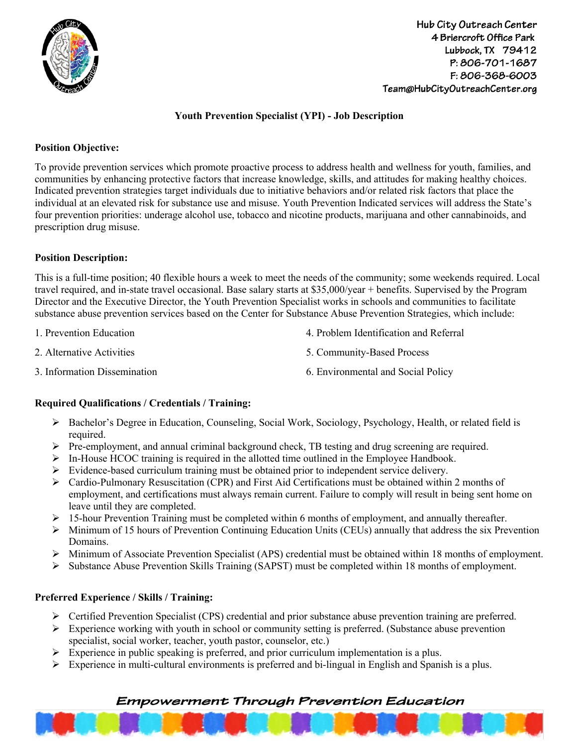Hub City Outreach Center
4 Briercroft Office Park
Lubbock, TX 79412
P: 806-701-1687
F: 806-368-6003
Team@HubCityOutreachCenter.org

# Youth Prevention Specialist (YPI) - Job Description

## Position Objective:

To provide prevention services which promote proactive process to address health and wellness for youth, families, and communities by enhancing protective factors that increase knowledge, skills, and attitudes for making healthy choices. Indicated prevention strategies target individuals due to initiative behaviors and/or related risk factors that place the individual at an elevated risk for substance use and misuse. Youth Prevention Indicated services will address the State's four prevention priorities: underage alcohol use, tobacco and nicotine products, marijuana and other cannabinoids, and prescription drug misuse.

## Position Description:

This is a full-time position; 40 flexible hours a week to meet the needs of the community; some weekends required. Local travel required, and in-state travel occasional. Base salary starts at $35,000/year + benefits. Supervised by the Program Director and the Executive Director, the Youth Prevention Specialist works in schools and communities to facilitate substance abuse prevention services based on the Center for Substance Abuse Prevention Strategies, which include:

1. Prevention Education
2. Alternative Activities
3. Information Dissemination
4. Problem Identification and Referral
5. Community-Based Process
6. Environmental and Social Policy

## Required Qualifications / Credentials / Training:

- Bachelor's Degree in Education, Counseling, Social Work, Sociology, Psychology, Health, or related field is required.
- Pre-employment, and annual criminal background check, TB testing and drug screening are required.
- In-House HCOC training is required in the allotted time outlined in the Employee Handbook.
- Evidence-based curriculum training must be obtained prior to independent service delivery.
- Cardio-Pulmonary Resuscitation (CPR) and First Aid Certifications must be obtained within 2 months of employment, and certifications must always remain current. Failure to comply will result in being sent home on leave until they are completed.
- 15-hour Prevention Training must be completed within 6 months of employment, and annually thereafter.
- Minimum of 15 hours of Prevention Continuing Education Units (CEUs) annually that address the six Prevention Domains.
- Minimum of Associate Prevention Specialist (APS) credential must be obtained within 18 months of employment.
- Substance Abuse Prevention Skills Training (SAPST) must be completed within 18 months of employment.

## Preferred Experience / Skills / Training:

- Certified Prevention Specialist (CPS) credential and prior substance abuse prevention training are preferred.
- Experience working with youth in school or community setting is preferred. (Substance abuse prevention specialist, social worker, teacher, youth pastor, counselor, etc.)
- Experience in public speaking is preferred, and prior curriculum implementation is a plus.
- Experience in multi-cultural environments is preferred and bi-lingual in English and Spanish is a plus.

*Empowerment Through Prevention Education*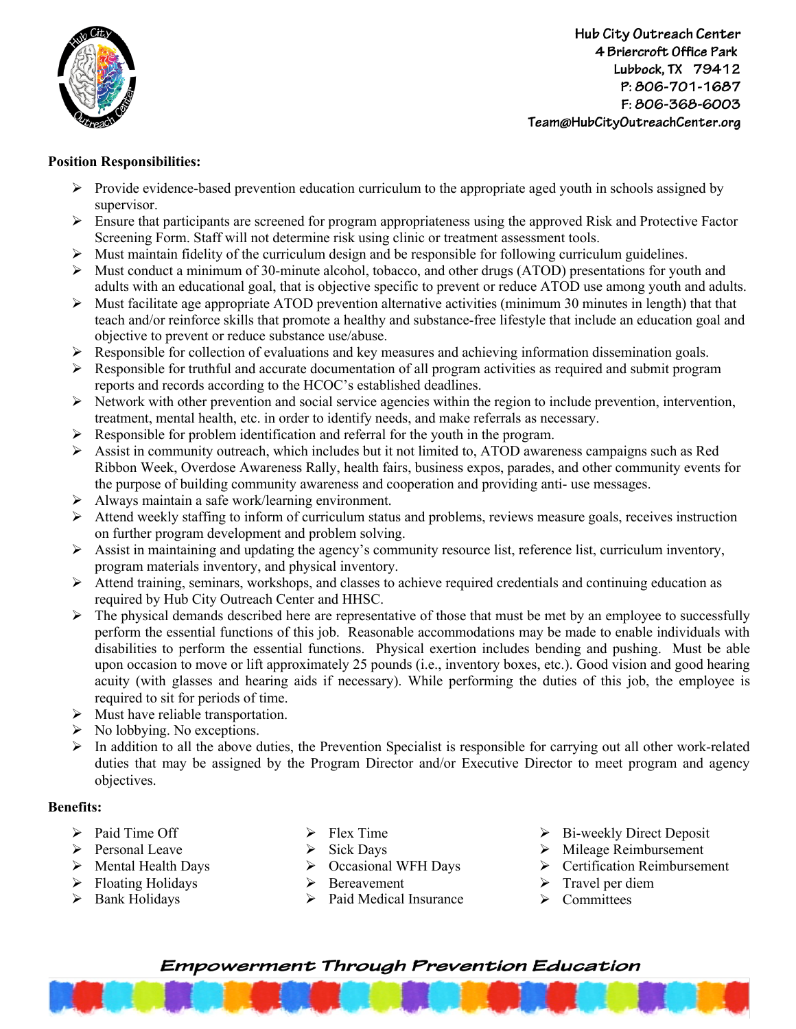Hub City Outreach Center
4 Briercroft Office Park
Lubbock, TX 79412
P: 806-701-1687
F: 806-368-6003
Team@HubCityOutreachCenter.org

**Position Responsibilities:**

- Provide evidence-based prevention education curriculum to the appropriate aged youth in schools assigned by supervisor.
- Ensure that participants are screened for program appropriateness using the approved Risk and Protective Factor Screening Form. Staff will not determine risk using clinic or treatment assessment tools.
- Must maintain fidelity of the curriculum design and be responsible for following curriculum guidelines.
- Must conduct a minimum of 30-minute alcohol, tobacco, and other drugs (ATOD) presentations for youth and adults with an educational goal, that is objective specific to prevent or reduce ATOD use among youth and adults.
- Must facilitate age appropriate ATOD prevention alternative activities (minimum 30 minutes in length) that that teach and/or reinforce skills that promote a healthy and substance-free lifestyle that include an education goal and objective to prevent or reduce substance use/abuse.
- Responsible for collection of evaluations and key measures and achieving information dissemination goals.
- Responsible for truthful and accurate documentation of all program activities as required and submit program reports and records according to the HCOC's established deadlines.
- Network with other prevention and social service agencies within the region to include prevention, intervention, treatment, mental health, etc. in order to identify needs, and make referrals as necessary.
- Responsible for problem identification and referral for the youth in the program.
- Assist in community outreach, which includes but it not limited to, ATOD awareness campaigns such as Red Ribbon Week, Overdose Awareness Rally, health fairs, business expos, parades, and other community events for the purpose of building community awareness and cooperation and providing anti- use messages.
- Always maintain a safe work/learning environment.
- Attend weekly staffing to inform of curriculum status and problems, reviews measure goals, receives instruction on further program development and problem solving.
- Assist in maintaining and updating the agency's community resource list, reference list, curriculum inventory, program materials inventory, and physical inventory.
- Attend training, seminars, workshops, and classes to achieve required credentials and continuing education as required by Hub City Outreach Center and HHSC.
- The physical demands described here are representative of those that must be met by an employee to successfully perform the essential functions of this job. Reasonable accommodations may be made to enable individuals with disabilities to perform the essential functions. Physical exertion includes bending and pushing. Must be able upon occasion to move or lift approximately 25 pounds (i.e., inventory boxes, etc.). Good vision and good hearing acuity (with glasses and hearing aids if necessary). While performing the duties of this job, the employee is required to sit for periods of time.
- Must have reliable transportation.
- No lobbying. No exceptions.
- In addition to all the above duties, the Prevention Specialist is responsible for carrying out all other work-related duties that may be assigned by the Program Director and/or Executive Director to meet program and agency objectives.

**Benefits:**

- Paid Time Off
- Personal Leave
- Mental Health Days
- Floating Holidays
- Bank Holidays
- Flex Time
- Sick Days
- Occasional WFH Days
- Bereavement
- Paid Medical Insurance
- Bi-weekly Direct Deposit
- Mileage Reimbursement
- Certification Reimbursement
- Travel per diem
- Committees

*Empowerment Through Prevention Education*